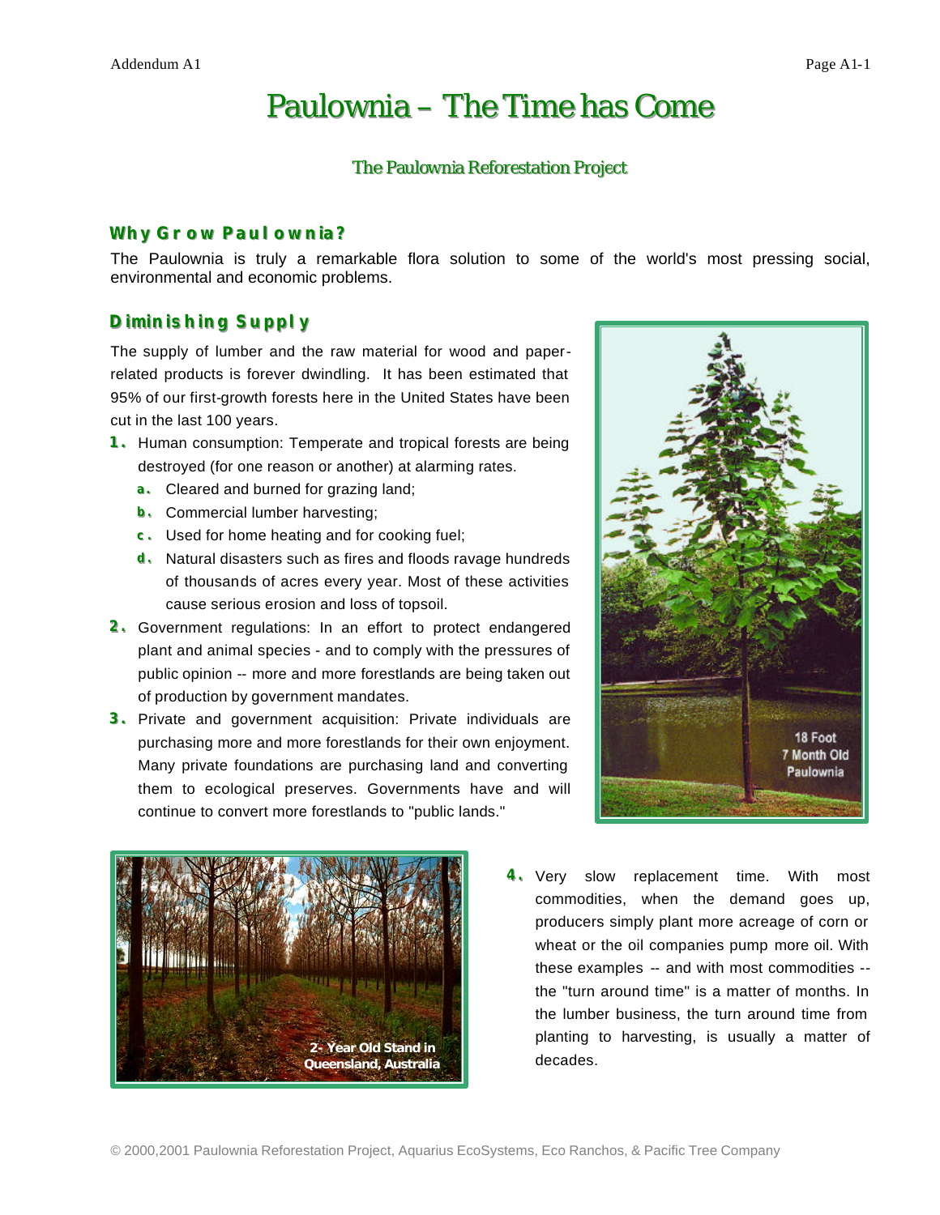# Paulownia – The Time has Come

## The Paulownia Reforestation Project

### Why Grow Paulownia?

The Paulownia is truly a remarkable flora solution to some of the world's most pressing social, environmental and economic problems.

### Diminishing Supply

The supply of lumber and the raw material for wood and paper-related products is forever dwindling. It has been estimated that 95% of our first-growth forests here in the United States have been cut in the last 100 years.

1. Human consumption: Temperate and tropical forests are being destroyed (for one reason or another) at alarming rates.
   a. Cleared and burned for grazing land;
   b. Commercial lumber harvesting;
   c. Used for home heating and for cooking fuel;
   d. Natural disasters such as fires and floods ravage hundreds of thousands of acres every year. Most of these activities cause serious erosion and loss of topsoil.
2. Government regulations: In an effort to protect endangered plant and animal species - and to comply with the pressures of public opinion -- more and more forestlands are being taken out of production by government mandates.
3. Private and government acquisition: Private individuals are purchasing more and more forestlands for their own enjoyment. Many private foundations are purchasing land and converting them to ecological preserves. Governments have and will continue to convert more forestlands to "public lands."

18 Foot 7 Month Old Paulownia

2- Year Old Stand in Queensland, Australia

4. Very slow replacement time. With most commodities, when the demand goes up, producers simply plant more acreage of corn or wheat or the oil companies pump more oil. With these examples -- and with most commodities -- the "turn around time" is a matter of months. In the lumber business, the turn around time from planting to harvesting, is usually a matter of decades.

© 2000,2001 Paulownia Reforestation Project, Aquarius EcoSystems, Eco Ranchos, & Pacific Tree Company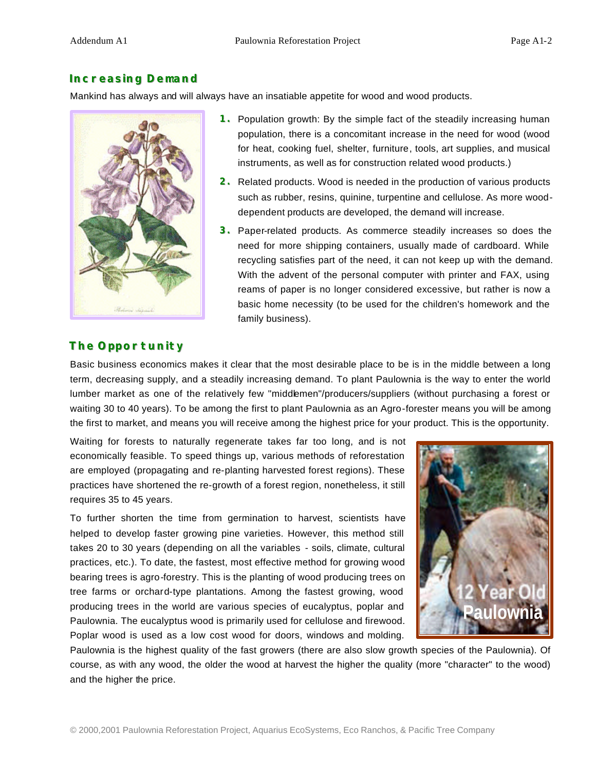## Increasing Demand

Mankind has always and will always have an insatiable appetite for wood and wood products.

1. Population growth: By the simple fact of the steadily increasing human population, there is a concomitant increase in the need for wood (wood for heat, cooking fuel, shelter, furniture, tools, art supplies, and musical instruments, as well as for construction related wood products.)
2. Related products. Wood is needed in the production of various products such as rubber, resins, quinine, turpentine and cellulose. As more wood-dependent products are developed, the demand will increase.
3. Paper-related products. As commerce steadily increases so does the need for more shipping containers, usually made of cardboard. While recycling satisfies part of the need, it can not keep up with the demand. With the advent of the personal computer with printer and FAX, using reams of paper is no longer considered excessive, but rather is now a basic home necessity (to be used for the children's homework and the family business).

## The Opportunity

Basic business economics makes it clear that the most desirable place to be is in the middle between a long term, decreasing supply, and a steadily increasing demand. To plant Paulownia is the way to enter the world lumber market as one of the relatively few "middlemen"/producers/suppliers (without purchasing a forest or waiting 30 to 40 years). To be among the first to plant Paulownia as an Agro-forester means you will be among the first to market, and means you will receive among the highest price for your product. This is the opportunity.

Waiting for forests to naturally regenerate takes far too long, and is not economically feasible. To speed things up, various methods of reforestation are employed (propagating and re-planting harvested forest regions). These practices have shortened the re-growth of a forest region, nonetheless, it still requires 35 to 45 years.

To further shorten the time from germination to harvest, scientists have helped to develop faster growing pine varieties. However, this method still takes 20 to 30 years (depending on all the variables - soils, climate, cultural practices, etc.). To date, the fastest, most effective method for growing wood bearing trees is agro-forestry. This is the planting of wood producing trees on tree farms or orchard-type plantations. Among the fastest growing, wood producing trees in the world are various species of eucalyptus, poplar and Paulownia. The eucalyptus wood is primarily used for cellulose and firewood. Poplar wood is used as a low cost wood for doors, windows and molding. Paulownia is the highest quality of the fast growers (there are also slow growth species of the Paulownia). Of course, as with any wood, the older the wood at harvest the higher the quality (more "character" to the wood) and the higher the price.

12 Year Old Paulownia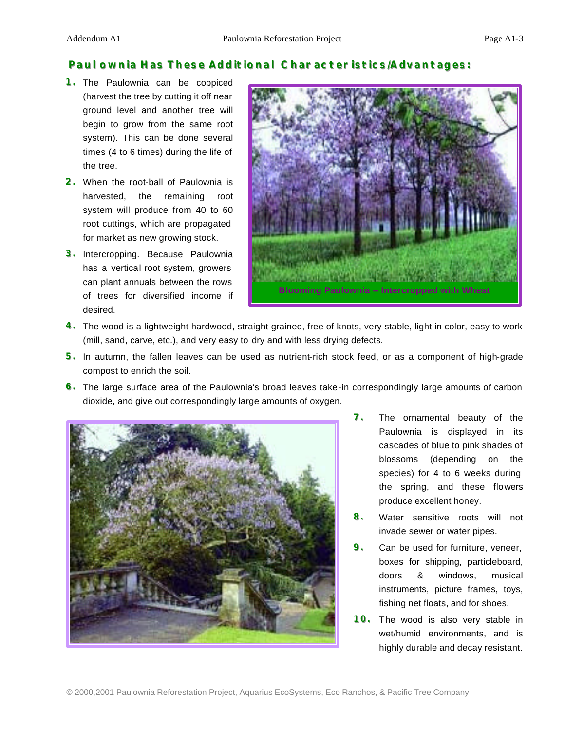## Paulownia Has These Additional Characteristics/Advantages:

1. The Paulownia can be coppiced (harvest the tree by cutting it off near ground level and another tree will begin to grow from the same root system). This can be done several times (4 to 6 times) during the life of the tree.
2. When the root-ball of Paulownia is harvested, the remaining root system will produce from 40 to 60 root cuttings, which are propagated for market as new growing stock.
3. Intercropping. Because Paulownia has a vertical root system, growers can plant annuals between the rows of trees for diversified income if desired.

Blooming Paulownia -- Intercropped with Wheat

4. The wood is a lightweight hardwood, straight-grained, free of knots, very stable, light in color, easy to work (mill, sand, carve, etc.), and very easy to dry and with less drying defects.
5. In autumn, the fallen leaves can be used as nutrient-rich stock feed, or as a component of high-grade compost to enrich the soil.
6. The large surface area of the Paulownia's broad leaves take-in correspondingly large amounts of carbon dioxide, and give out correspondingly large amounts of oxygen.
7. The ornamental beauty of the Paulownia is displayed in its cascades of blue to pink shades of blossoms (depending on the species) for 4 to 6 weeks during the spring, and these flowers produce excellent honey.
8. Water sensitive roots will not invade sewer or water pipes.
9. Can be used for furniture, veneer, boxes for shipping, particleboard, doors & windows, musical instruments, picture frames, toys, fishing net floats, and for shoes.
10. The wood is also very stable in wet/humid environments, and is highly durable and decay resistant.

© 2000,2001 Paulownia Reforestation Project, Aquarius EcoSystems, Eco Ranchos, & Pacific Tree Company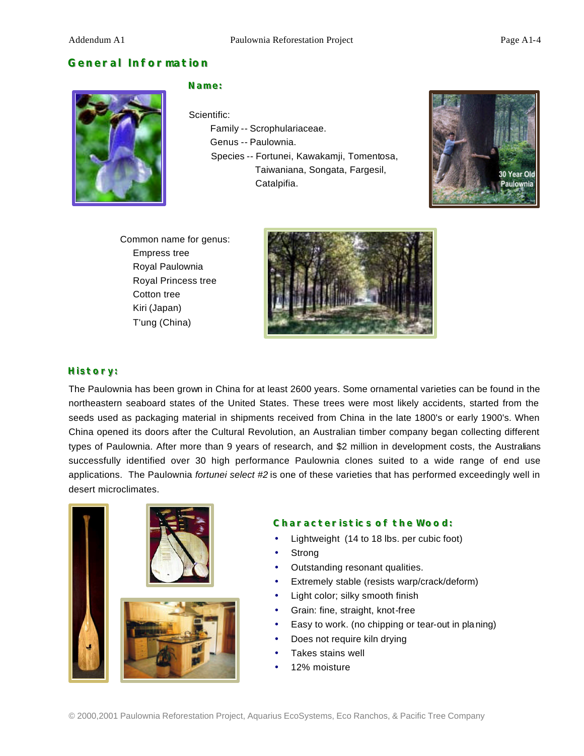## General Information

### Name:

Scientific:

Family -- Scrophulariaceae.
Genus -- Paulownia.
Species -- Fortunei, Kawakamji, Tomentosa, Taiwaniana, Songata, Fargesil, Catalpifia.

Common name for genus:

- Empress tree
- Royal Paulownia
- Royal Princess tree
- Cotton tree
- Kiri (Japan)
- T'ung (China)

### History:

The Paulownia has been grown in China for at least 2600 years. Some ornamental varieties can be found in the northeastern seaboard states of the United States. These trees were most likely accidents, started from the seeds used as packaging material in shipments received from China in the late 1800's or early 1900's. When China opened its doors after the Cultural Revolution, an Australian timber company began collecting different types of Paulownia. After more than 9 years of research, and $2 million in development costs, the Australians successfully identified over 30 high performance Paulownia clones suited to a wide range of end use applications. The Paulownia *fortunei select #2* is one of these varieties that has performed exceedingly well in desert microclimates.

### Characteristics of the Wood:

- Lightweight (14 to 18 lbs. per cubic foot)
- Strong
- Outstanding resonant qualities.
- Extremely stable (resists warp/crack/deform)
- Light color; silky smooth finish
- Grain: fine, straight, knot-free
- Easy to work. (no chipping or tear-out in planing)
- Does not require kiln drying
- Takes stains well
- 12% moisture

© 2000,2001 Paulownia Reforestation Project, Aquarius EcoSystems, Eco Ranchos, & Pacific Tree Company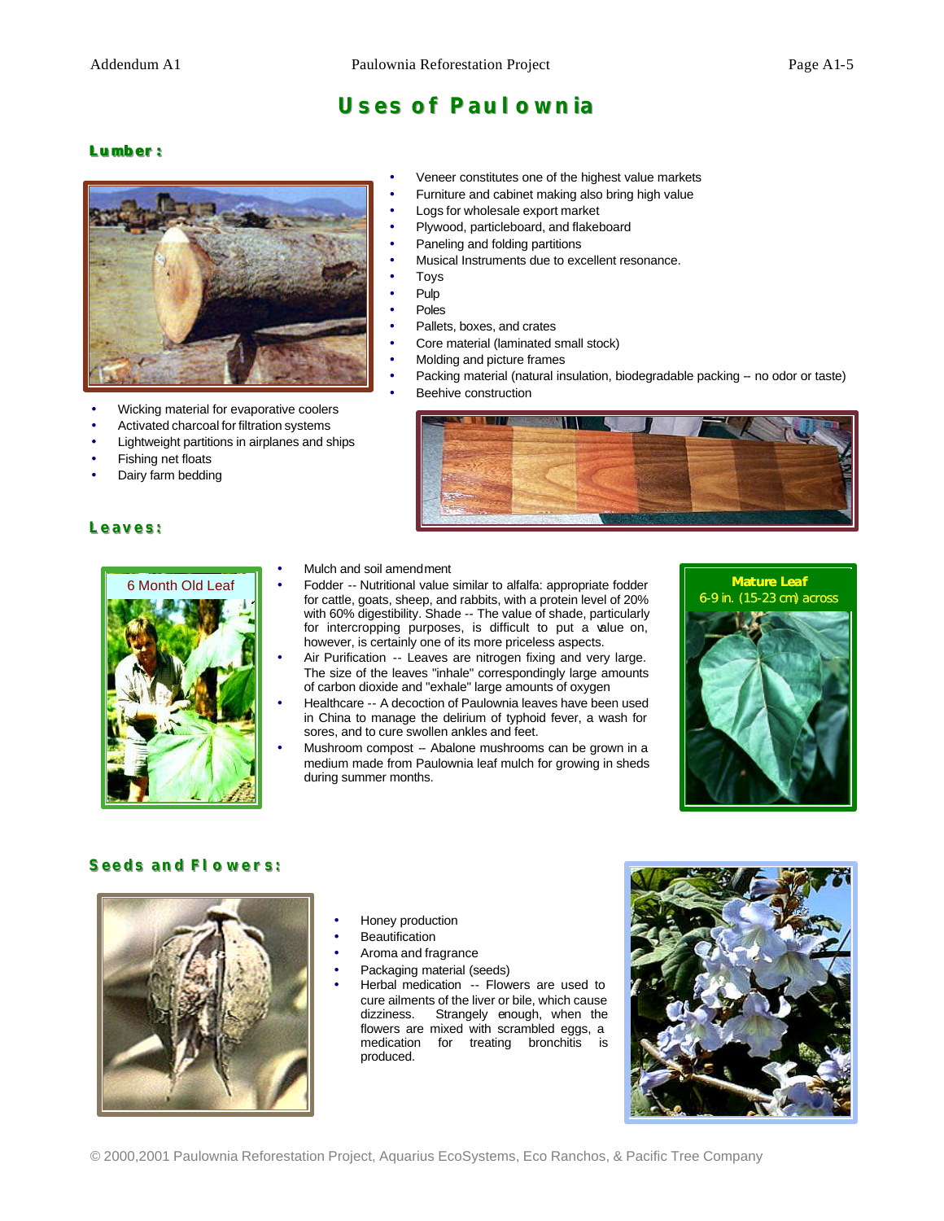# Uses of Paulownia

## Lumber:

- Veneer constitutes one of the highest value markets
- Furniture and cabinet making also bring high value
- Logs for wholesale export market
- Plywood, particleboard, and flakeboard
- Paneling and folding partitions
- Musical Instruments due to excellent resonance.
- Toys
- Pulp
- Poles
- Pallets, boxes, and crates
- Core material (laminated small stock)
- Molding and picture frames
- Packing material (natural insulation, biodegradable packing – no odor or taste)
- Beehive construction
- Wicking material for evaporative coolers
- Activated charcoal for filtration systems
- Lightweight partitions in airplanes and ships
- Fishing net floats
- Dairy farm bedding

## Leaves:

6 Month Old Leaf

- Mulch and soil amendment
- Fodder -- Nutritional value similar to alfalfa: appropriate fodder for cattle, goats, sheep, and rabbits, with a protein level of 20% with 60% digestibility. Shade -- The value of shade, particularly for intercropping purposes, is difficult to put a value on, however, is certainly one of its more priceless aspects.
- Air Purification -- Leaves are nitrogen fixing and very large. The size of the leaves "inhale" correspondingly large amounts of carbon dioxide and "exhale" large amounts of oxygen
- Healthcare -- A decoction of Paulownia leaves have been used in China to manage the delirium of typhoid fever, a wash for sores, and to cure swollen ankles and feet.
- Mushroom compost – Abalone mushrooms can be grown in a medium made from Paulownia leaf mulch for growing in sheds during summer months.

**Mature Leaf**
6-9 in. (15-23 cm) across

## Seeds and Flowers:

- Honey production
- Beautification
- Aroma and fragrance
- Packaging material (seeds)
- Herbal medication -- Flowers are used to cure ailments of the liver or bile, which cause dizziness. Strangely enough, when the flowers are mixed with scrambled eggs, a medication for treating bronchitis is produced.

© 2000,2001 Paulownia Reforestation Project, Aquarius EcoSystems, Eco Ranchos, & Pacific Tree Company